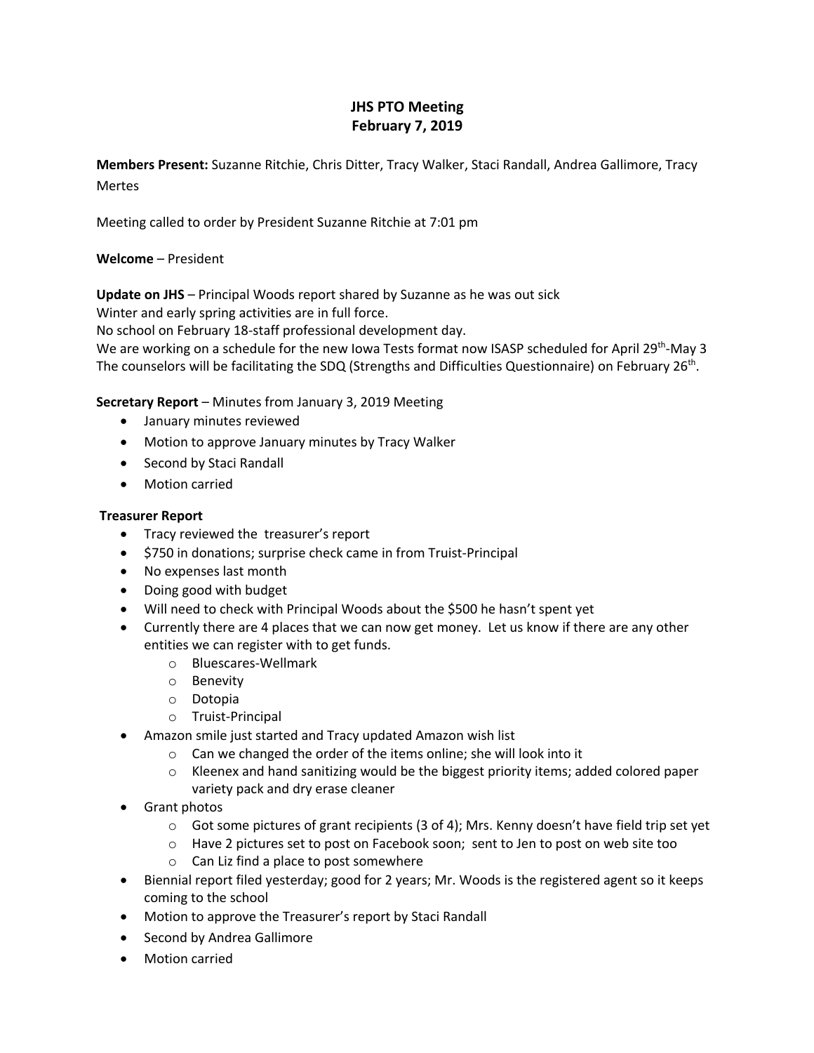# JHS PTO Meeting
## February 7, 2019

**Members Present:** Suzanne Ritchie, Chris Ditter, Tracy Walker, Staci Randall, Andrea Gallimore, Tracy Mertes

Meeting called to order by President Suzanne Ritchie at 7:01 pm

**Welcome** – President

**Update on JHS** – Principal Woods report shared by Suzanne as he was out sick
Winter and early spring activities are in full force.
No school on February 18-staff professional development day.
We are working on a schedule for the new Iowa Tests format now ISASP scheduled for April 29th-May 3
The counselors will be facilitating the SDQ (Strengths and Difficulties Questionnaire) on February 26th.

**Secretary Report** – Minutes from January 3, 2019 Meeting

- January minutes reviewed
- Motion to approve January minutes by Tracy Walker
- Second by Staci Randall
- Motion carried

**Treasurer Report**

- Tracy reviewed the treasurer's report
- $750 in donations; surprise check came in from Truist-Principal
- No expenses last month
- Doing good with budget
- Will need to check with Principal Woods about the $500 he hasn't spent yet
- Currently there are 4 places that we can now get money. Let us know if there are any other entities we can register with to get funds.
  - Bluescares-Wellmark
  - Benevity
  - Dotopia
  - Truist-Principal
- Amazon smile just started and Tracy updated Amazon wish list
  - Can we changed the order of the items online; she will look into it
  - Kleenex and hand sanitizing would be the biggest priority items; added colored paper variety pack and dry erase cleaner
- Grant photos
  - Got some pictures of grant recipients (3 of 4); Mrs. Kenny doesn't have field trip set yet
  - Have 2 pictures set to post on Facebook soon; sent to Jen to post on web site too
  - Can Liz find a place to post somewhere
- Biennial report filed yesterday; good for 2 years; Mr. Woods is the registered agent so it keeps coming to the school
- Motion to approve the Treasurer's report by Staci Randall
- Second by Andrea Gallimore
- Motion carried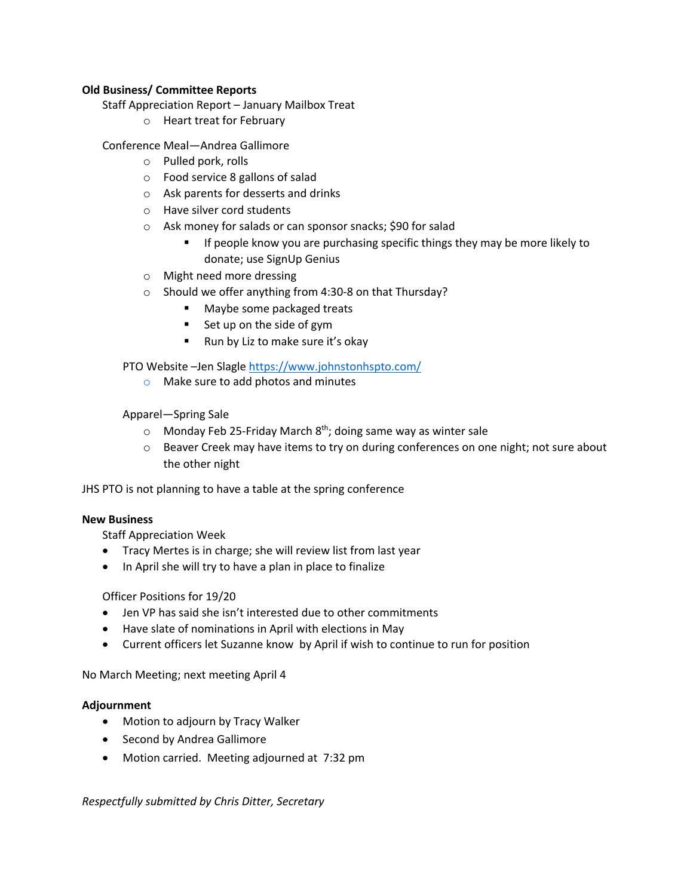**Old Business/ Committee Reports**

Staff Appreciation Report – January Mailbox Treat

- Heart treat for February

Conference Meal—Andrea Gallimore

- Pulled pork, rolls
- Food service 8 gallons of salad
- Ask parents for desserts and drinks
- Have silver cord students
- Ask money for salads or can sponsor snacks; $90 for salad
  - If people know you are purchasing specific things they may be more likely to donate; use SignUp Genius
- Might need more dressing
- Should we offer anything from 4:30-8 on that Thursday?
  - Maybe some packaged treats
  - Set up on the side of gym
  - Run by Liz to make sure it's okay

PTO Website –Jen Slagle https://www.johnstonhspto.com/

- Make sure to add photos and minutes

Apparel—Spring Sale

- Monday Feb 25-Friday March 8th; doing same way as winter sale
- Beaver Creek may have items to try on during conferences on one night; not sure about the other night

JHS PTO is not planning to have a table at the spring conference

**New Business**

Staff Appreciation Week

- Tracy Mertes is in charge; she will review list from last year
- In April she will try to have a plan in place to finalize

Officer Positions for 19/20

- Jen VP has said she isn't interested due to other commitments
- Have slate of nominations in April with elections in May
- Current officers let Suzanne know by April if wish to continue to run for position

No March Meeting; next meeting April 4

**Adjournment**

- Motion to adjourn by Tracy Walker
- Second by Andrea Gallimore
- Motion carried. Meeting adjourned at 7:32 pm

*Respectfully submitted by Chris Ditter, Secretary*